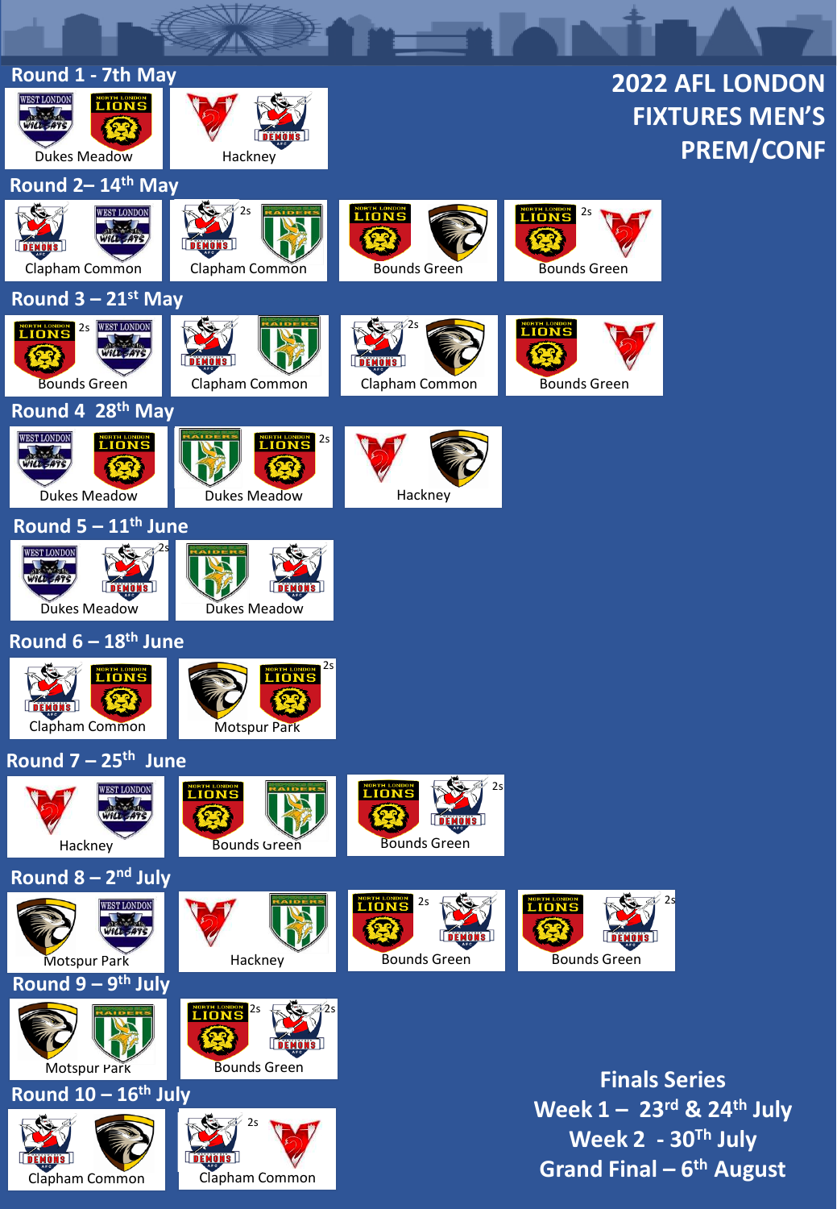# 2022 AFL LONDON FIXTURES MEN'S PREM/CONF

## Round 1 - 7th May

- Dukes Meadow
- Hackney

## Round 2– 14th May

- Clapham Common
- 2s Clapham Common
- Bounds Green
- 2s Bounds Green

## Round 3 – 21st May

- 2s Bounds Green
- Clapham Common
- 2s Clapham Common
- Bounds Green

## Round 4 28th May

- Dukes Meadow
- 2s Dukes Meadow
- Hackney

## Round 5 – 11th June

- 2s Dukes Meadow
- Dukes Meadow

## Round 6 – 18th June

- Clapham Common
- 2s Motspur Park

## Round 7 – 25th June

- Hackney
- Bounds Green
- 2s Bounds Green

## Round 8 – 2nd July

- Motspur Park
- Hackney
- 2s Bounds Green
- 2s Bounds Green

## Round 9 – 9th July

- Motspur Park
- 2s 2s Bounds Green

## Round 10 – 16th July

- Clapham Common
- 2s Clapham Common

## Finals Series

Week 1 – 23rd & 24th July

Week 2 - 30th July

Grand Final – 6th August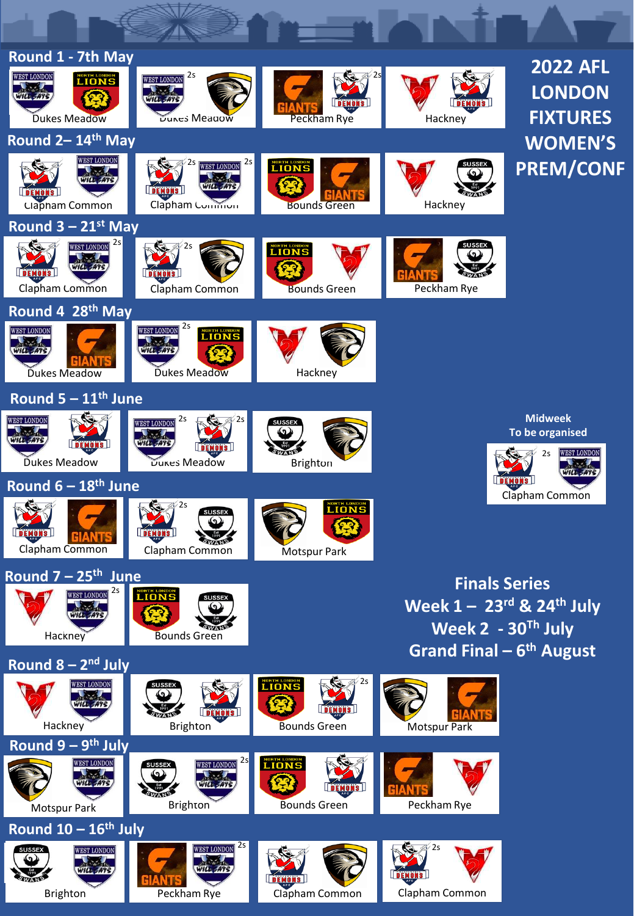# 2022 AFL LONDON FIXTURES WOMEN'S PREM/CONF

## Round 1 - 7th May

| Home | Away | Venue |
|---|---|---|
| West London Wildcats | North London Lions | Dukes Meadow |
| West London Wildcats 2s | Wolves | Dukes Meadow |
| Giants | Demons 2s | Peckham Rye |
| Swans | Demons | Hackney |

## Round 2 – 14th May

| Home | Away | Venue |
|---|---|---|
| Demons | West London Wildcats | Clapham Common |
| Demons 2s | West London Wildcats 2s | Clapham Common |
| North London Lions | Giants | Bounds Green |
| Swans | Sussex Swans | Hackney |

## Round 3 – 21st May

| Home | Away | Venue |
|---|---|---|
| Demons | West London Wildcats 2s | Clapham Common |
| Demons 2s | Wolves | Clapham Common |
| North London Lions | Swans | Bounds Green |
| Giants | Sussex Swans | Peckham Rye |

## Round 4 28th May

| Home | Away | Venue |
|---|---|---|
| West London Wildcats | Giants | Dukes Meadow |
| West London Wildcats 2s | North London Lions | Dukes Meadow |
| Swans | Wolves | Hackney |

## Round 5 – 11th June

| Home | Away | Venue |
|---|---|---|
| West London Wildcats | Demons | Dukes Meadow |
| West London Wildcats 2s | Demons 2s | Dukes Meadow |
| Sussex Swans | Wolves | Brighton |

Midweek To be organised

| Home | Away | Venue |
|---|---|---|
| Demons 2s | West London Wildcats | Clapham Common |

## Round 6 – 18th June

| Home | Away | Venue |
|---|---|---|
| Demons | Giants | Clapham Common |
| Demons 2s | Sussex Swans | Clapham Common |
| Wolves | North London Lions | Motspur Park |

## Round 7 – 25th June

| Home | Away | Venue |
|---|---|---|
| Swans | West London Wildcats 2s | Hackney |
| North London Lions | Sussex Swans | Bounds Green |

## Finals Series

Week 1 – 23rd & 24th July

Week 2 - 30Th July

Grand Final – 6th August

## Round 8 – 2nd July

| Home | Away | Venue |
|---|---|---|
| Swans | West London Wildcats | Hackney |
| Sussex Swans | Demons | Brighton |
| North London Lions | Demons 2s | Bounds Green |
| Wolves | Giants | Motspur Park |

## Round 9 – 9th July

| Home | Away | Venue |
|---|---|---|
| Wolves | West London Wildcats | Motspur Park |
| Sussex Swans | West London Wildcats 2s | Brighton |
| North London Lions | Demons | Bounds Green |
| Giants | Swans | Peckham Rye |

## Round 10 – 16th July

| Home | Away | Venue |
|---|---|---|
| Sussex Swans | West London Wildcats | Brighton |
| Giants | West London Wildcats 2s | Peckham Rye |
| Demons | Wolves | Clapham Common |
| Demons 2s | Swans | Clapham Common |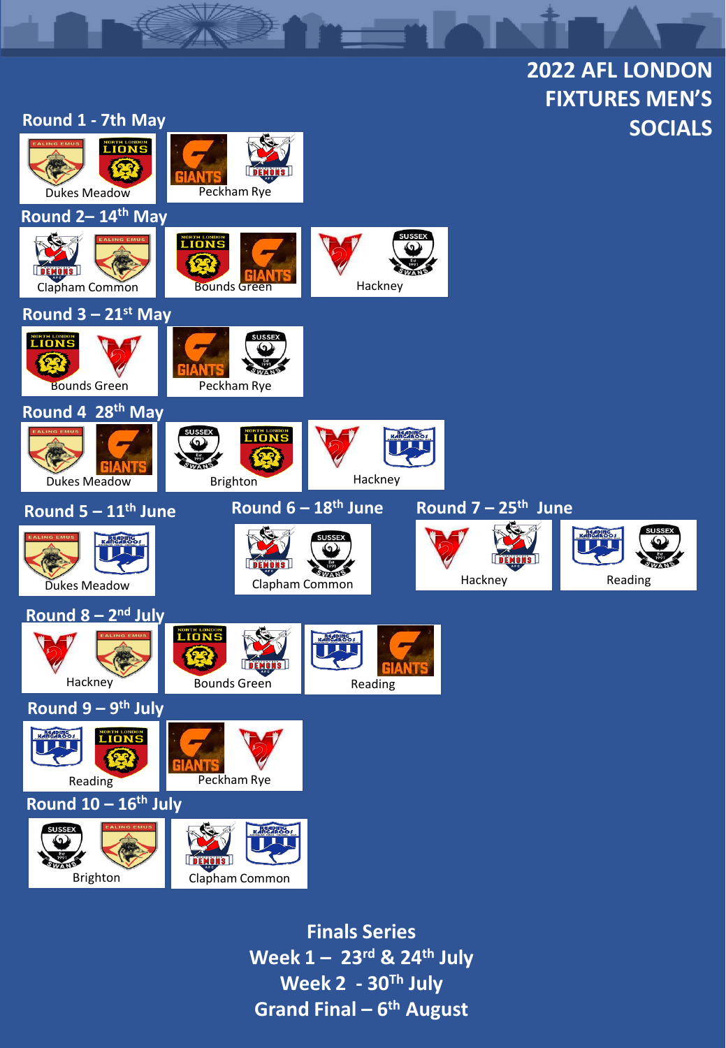# 2022 AFL LONDON FIXTURES MEN'S SOCIALS

## Round 1 - 7th May

Dukes Meadow

Peckham Rye

## Round 2– 14th May

Clapham Common

Bounds Green

Hackney

## Round 3 – 21st May

Bounds Green

Peckham Rye

## Round 4 28th May

Dukes Meadow

Brighton

Hackney

## Round 5 – 11th June

Dukes Meadow

## Round 6 – 18th June

Clapham Common

## Round 7 – 25th June

Hackney

Reading

## Round 8 – 2nd July

Hackney

Bounds Green

Reading

## Round 9 – 9th July

Reading

Peckham Rye

## Round 10 – 16th July

Brighton

Clapham Common

**Finals Series**

**Week 1 – 23rd & 24th July**

**Week 2 - 30Th July**

**Grand Final – 6th August**